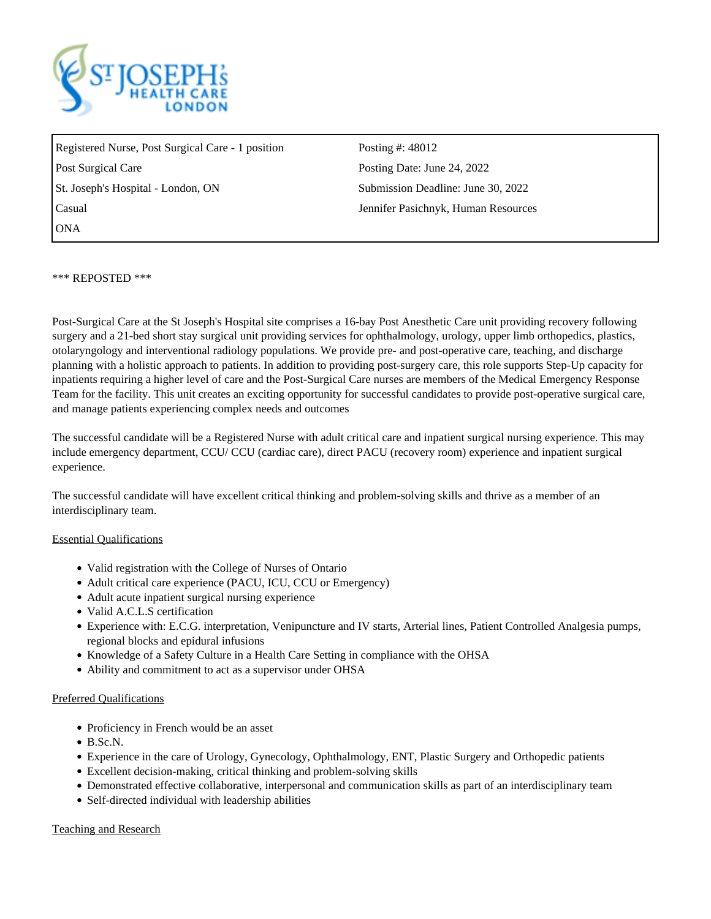| Registered Nurse, Post Surgical Care - 1 position | Posting #: 48012 |
| --- | --- |
| Post Surgical Care | Posting Date: June 24, 2022 |
| St. Joseph's Hospital - London, ON | Submission Deadline: June 30, 2022 |
| Casual | Jennifer Pasichnyk, Human Resources |
| ONA | |

*** REPOSTED ***

Post-Surgical Care at the St Joseph's Hospital site comprises a 16-bay Post Anesthetic Care unit providing recovery following surgery and a 21-bed short stay surgical unit providing services for ophthalmology, urology, upper limb orthopedics, plastics, otolaryngology and interventional radiology populations. We provide pre- and post-operative care, teaching, and discharge planning with a holistic approach to patients. In addition to providing post-surgery care, this role supports Step-Up capacity for inpatients requiring a higher level of care and the Post-Surgical Care nurses are members of the Medical Emergency Response Team for the facility. This unit creates an exciting opportunity for successful candidates to provide post-operative surgical care, and manage patients experiencing complex needs and outcomes

The successful candidate will be a Registered Nurse with adult critical care and inpatient surgical nursing experience. This may include emergency department, CCU/ CCU (cardiac care), direct PACU (recovery room) experience and inpatient surgical experience.

The successful candidate will have excellent critical thinking and problem-solving skills and thrive as a member of an interdisciplinary team.

Essential Qualifications

- Valid registration with the College of Nurses of Ontario
- Adult critical care experience (PACU, ICU, CCU or Emergency)
- Adult acute inpatient surgical nursing experience
- Valid A.C.L.S certification
- Experience with: E.C.G. interpretation, Venipuncture and IV starts, Arterial lines, Patient Controlled Analgesia pumps, regional blocks and epidural infusions
- Knowledge of a Safety Culture in a Health Care Setting in compliance with the OHSA
- Ability and commitment to act as a supervisor under OHSA

Preferred Qualifications

- Proficiency in French would be an asset
- B.Sc.N.
- Experience in the care of Urology, Gynecology, Ophthalmology, ENT, Plastic Surgery and Orthopedic patients
- Excellent decision-making, critical thinking and problem-solving skills
- Demonstrated effective collaborative, interpersonal and communication skills as part of an interdisciplinary team
- Self-directed individual with leadership abilities

Teaching and Research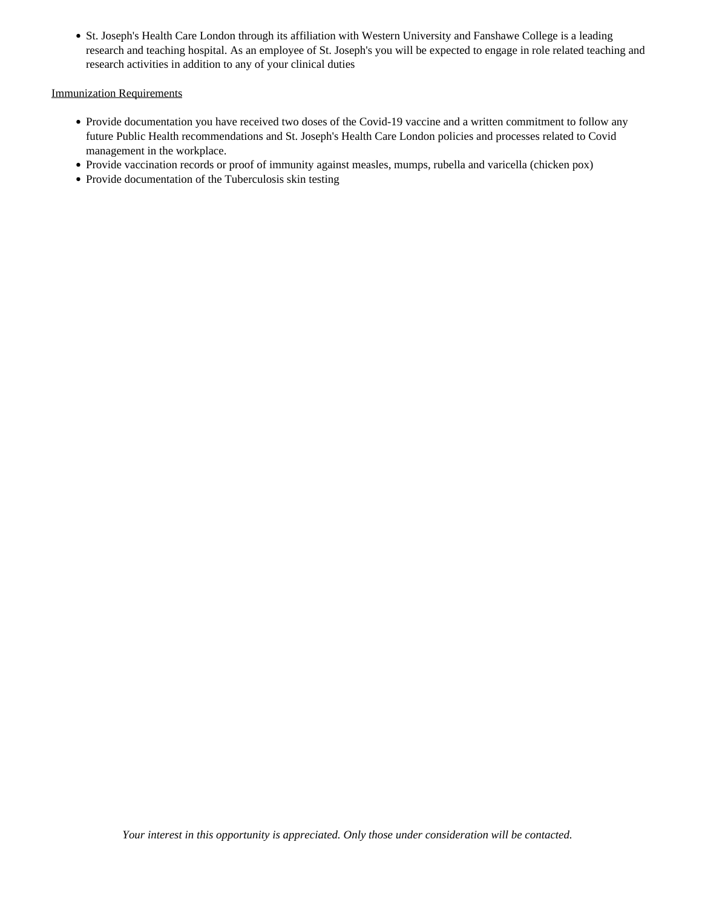- St. Joseph's Health Care London through its affiliation with Western University and Fanshawe College is a leading research and teaching hospital. As an employee of St. Joseph's you will be expected to engage in role related teaching and research activities in addition to any of your clinical duties

Immunization Requirements

- Provide documentation you have received two doses of the Covid-19 vaccine and a written commitment to follow any future Public Health recommendations and St. Joseph's Health Care London policies and processes related to Covid management in the workplace.
- Provide vaccination records or proof of immunity against measles, mumps, rubella and varicella (chicken pox)
- Provide documentation of the Tuberculosis skin testing

*Your interest in this opportunity is appreciated. Only those under consideration will be contacted.*